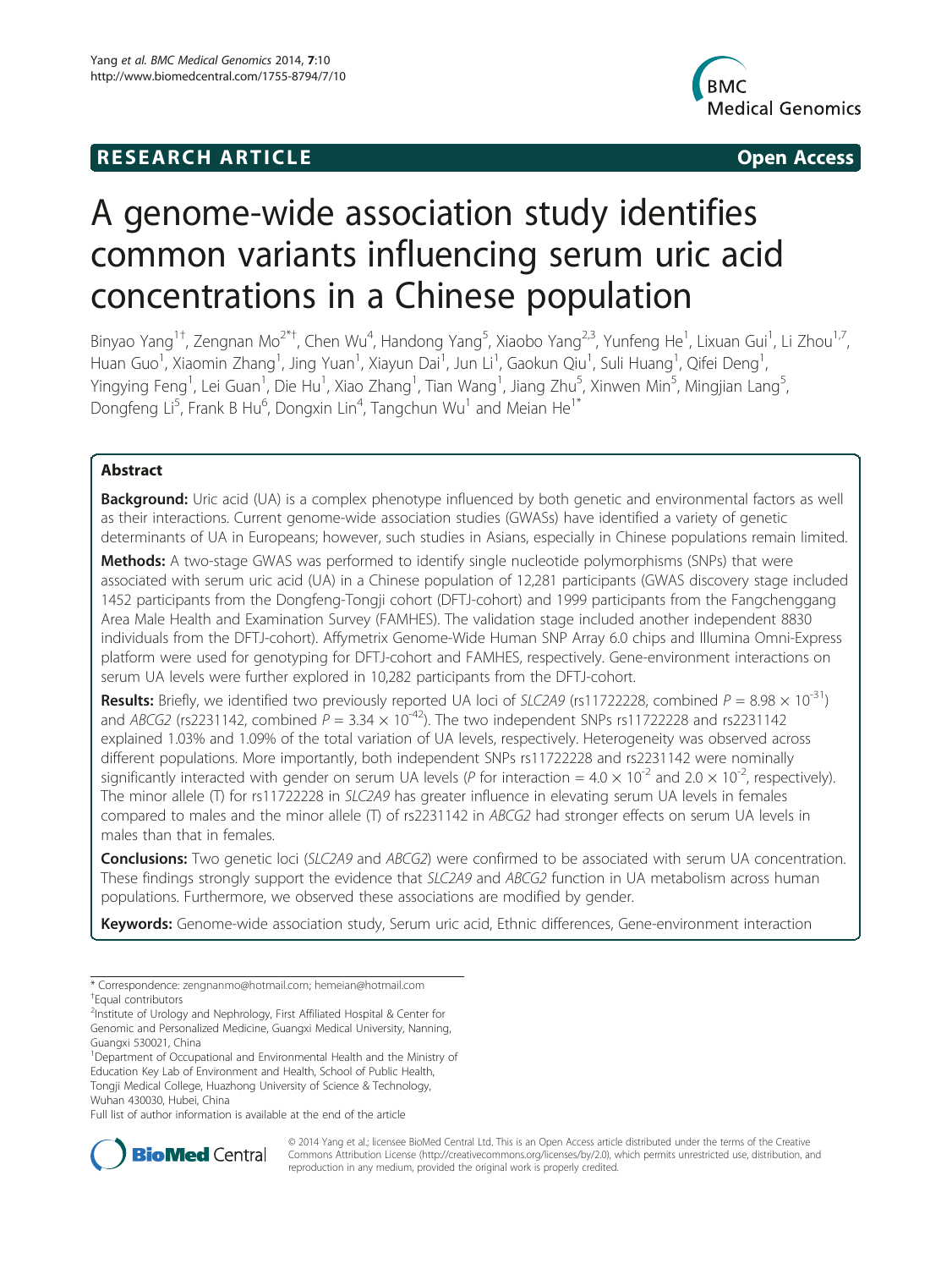**RESEARCH ARTICLE** **Open Access**

# A genome-wide association study identifies common variants influencing serum uric acid concentrations in a Chinese population

Binyao Yang[1†], Zengnan Mo[2*†], Chen Wu[4], Handong Yang[5], Xiaobo Yang[2,3], Yunfeng He[1], Lixuan Gui[1], Li Zhou[1,7], Huan Guo[1], Xiaomin Zhang[1], Jing Yuan[1], Xiayun Dai[1], Jun Li[1], Gaokun Qiu[1], Suli Huang[1], Qifei Deng[1], Yingying Feng[1], Lei Guan[1], Die Hu[1], Xiao Zhang[1], Tian Wang[1], Jiang Zhu[5], Xinwen Min[5], Mingjian Lang[5], Dongfeng Li[5], Frank B Hu[6], Dongxin Lin[4], Tangchun Wu[1] and Meian He[1*]

## Abstract

**Background:** Uric acid (UA) is a complex phenotype influenced by both genetic and environmental factors as well as their interactions. Current genome-wide association studies (GWASs) have identified a variety of genetic determinants of UA in Europeans; however, such studies in Asians, especially in Chinese populations remain limited.

**Methods:** A two-stage GWAS was performed to identify single nucleotide polymorphisms (SNPs) that were associated with serum uric acid (UA) in a Chinese population of 12,281 participants (GWAS discovery stage included 1452 participants from the Dongfeng-Tongji cohort (DFTJ-cohort) and 1999 participants from the Fangchenggang Area Male Health and Examination Survey (FAMHES). The validation stage included another independent 8830 individuals from the DFTJ-cohort). Affymetrix Genome-Wide Human SNP Array 6.0 chips and Illumina Omni-Express platform were used for genotyping for DFTJ-cohort and FAMHES, respectively. Gene-environment interactions on serum UA levels were further explored in 10,282 participants from the DFTJ-cohort.

**Results:** Briefly, we identified two previously reported UA loci of *SLC2A9* (rs11722228, combined $P = 8.98 \times 10^{-31}$) and *ABCG2* (rs2231142, combined $P = 3.34 \times 10^{-42}$). The two independent SNPs rs11722228 and rs2231142 explained 1.03% and 1.09% of the total variation of UA levels, respectively. Heterogeneity was observed across different populations. More importantly, both independent SNPs rs11722228 and rs2231142 were nominally significantly interacted with gender on serum UA levels (*P* for interaction $= 4.0 \times 10^{-2}$ and $2.0 \times 10^{-2}$, respectively). The minor allele (T) for rs11722228 in *SLC2A9* has greater influence in elevating serum UA levels in females compared to males and the minor allele (T) of rs2231142 in *ABCG2* had stronger effects on serum UA levels in males than that in females.

**Conclusions:** Two genetic loci (*SLC2A9* and *ABCG2*) were confirmed to be associated with serum UA concentration. These findings strongly support the evidence that *SLC2A9* and *ABCG2* function in UA metabolism across human populations. Furthermore, we observed these associations are modified by gender.

**Keywords:** Genome-wide association study, Serum uric acid, Ethnic differences, Gene-environment interaction

---

\* Correspondence: zengnanmo@hotmail.com; hemeian@hotmail.com
† Equal contributors
[2]Institute of Urology and Nephrology, First Affiliated Hospital & Center for Genomic and Personalized Medicine, Guangxi Medical University, Nanning, Guangxi 530021, China
[1]Department of Occupational and Environmental Health and the Ministry of Education Key Lab of Environment and Health, School of Public Health, Tongji Medical College, Huazhong University of Science & Technology, Wuhan 430030, Hubei, China
Full list of author information is available at the end of the article

© 2014 Yang et al.; licensee BioMed Central Ltd. This is an Open Access article distributed under the terms of the Creative Commons Attribution License (http://creativecommons.org/licenses/by/2.0), which permits unrestricted use, distribution, and reproduction in any medium, provided the original work is properly credited.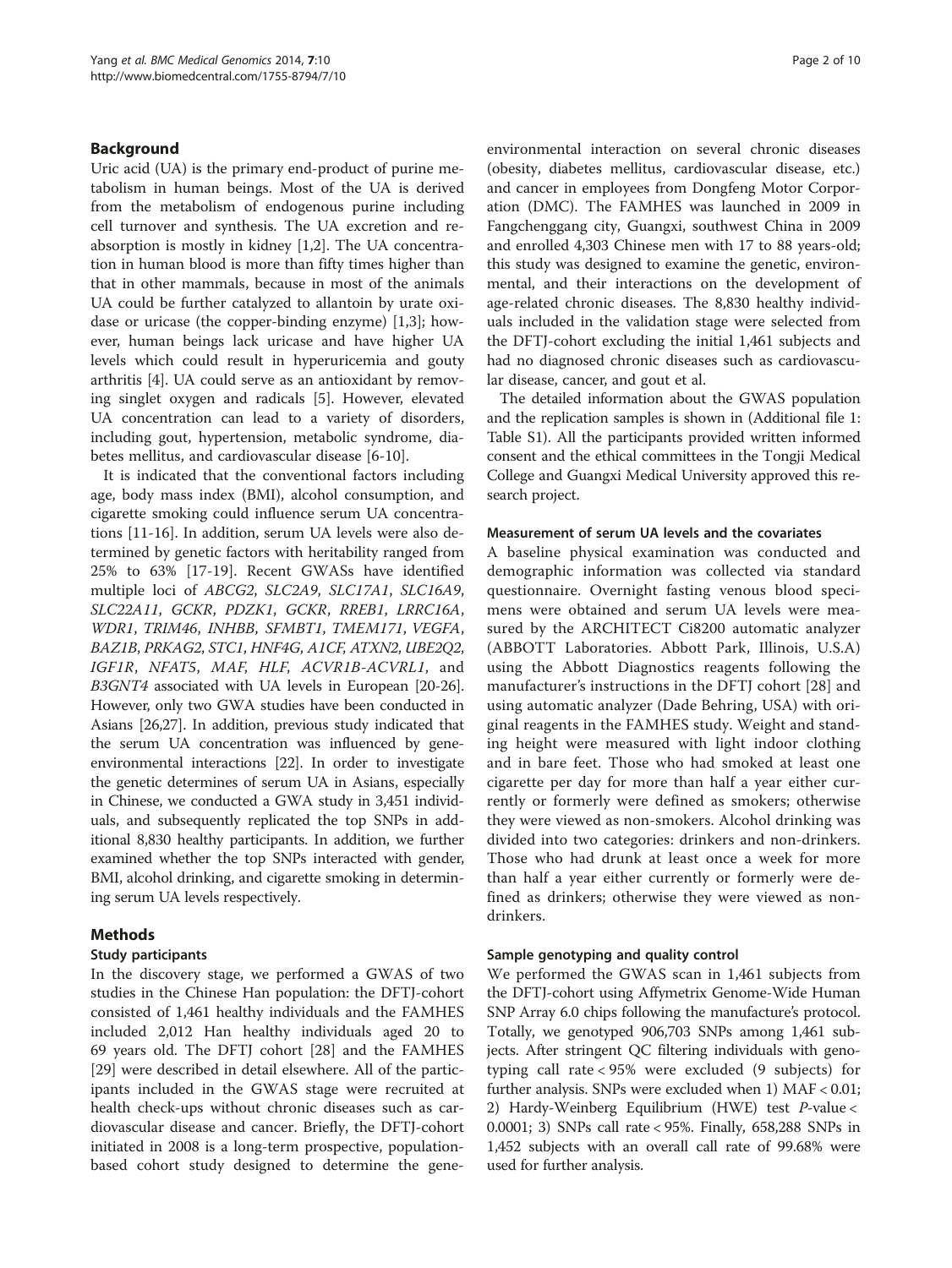## Background

Uric acid (UA) is the primary end-product of purine metabolism in human beings. Most of the UA is derived from the metabolism of endogenous purine including cell turnover and synthesis. The UA excretion and re-absorption is mostly in kidney [1,2]. The UA concentration in human blood is more than fifty times higher than that in other mammals, because in most of the animals UA could be further catalyzed to allantoin by urate oxidase or uricase (the copper-binding enzyme) [1,3]; however, human beings lack uricase and have higher UA levels which could result in hyperuricemia and gouty arthritis [4]. UA could serve as an antioxidant by removing singlet oxygen and radicals [5]. However, elevated UA concentration can lead to a variety of disorders, including gout, hypertension, metabolic syndrome, diabetes mellitus, and cardiovascular disease [6-10].

It is indicated that the conventional factors including age, body mass index (BMI), alcohol consumption, and cigarette smoking could influence serum UA concentrations [11-16]. In addition, serum UA levels were also determined by genetic factors with heritability ranged from 25% to 63% [17-19]. Recent GWASs have identified multiple loci of *ABCG2*, *SLC2A9*, *SLC17A1*, *SLC16A9*, *SLC22A11*, *GCKR*, *PDZK1*, *GCKR*, *RREB1*, *LRRC16A*, *WDR1*, *TRIM46*, *INHBB*, *SFMBT1*, *TMEM171*, *VEGFA*, *BAZ1B*, *PRKAG2*, *STC1*, *HNF4G*, *A1CF*, *ATXN2*, *UBE2Q2*, *IGF1R*, *NFAT5*, *MAF*, *HLF*, *ACVR1B-ACVRL1*, and *B3GNT4* associated with UA levels in European [20-26]. However, only two GWA studies have been conducted in Asians [26,27]. In addition, previous study indicated that the serum UA concentration was influenced by gene-environmental interactions [22]. In order to investigate the genetic determines of serum UA in Asians, especially in Chinese, we conducted a GWA study in 3,451 individuals, and subsequently replicated the top SNPs in additional 8,830 healthy participants. In addition, we further examined whether the top SNPs interacted with gender, BMI, alcohol drinking, and cigarette smoking in determining serum UA levels respectively.

## Methods

### Study participants

In the discovery stage, we performed a GWAS of two studies in the Chinese Han population: the DFTJ-cohort consisted of 1,461 healthy individuals and the FAMHES included 2,012 Han healthy individuals aged 20 to 69 years old. The DFTJ cohort [28] and the FAMHES [29] were described in detail elsewhere. All of the participants included in the GWAS stage were recruited at health check-ups without chronic diseases such as cardiovascular disease and cancer. Briefly, the DFTJ-cohort initiated in 2008 is a long-term prospective, population-based cohort study designed to determine the gene-environmental interaction on several chronic diseases (obesity, diabetes mellitus, cardiovascular disease, etc.) and cancer in employees from Dongfeng Motor Corporation (DMC). The FAMHES was launched in 2009 in Fangchenggang city, Guangxi, southwest China in 2009 and enrolled 4,303 Chinese men with 17 to 88 years-old; this study was designed to examine the genetic, environmental, and their interactions on the development of age-related chronic diseases. The 8,830 healthy individuals included in the validation stage were selected from the DFTJ-cohort excluding the initial 1,461 subjects and had no diagnosed chronic diseases such as cardiovascular disease, cancer, and gout et al.

The detailed information about the GWAS population and the replication samples is shown in (Additional file 1: Table S1). All the participants provided written informed consent and the ethical committees in the Tongji Medical College and Guangxi Medical University approved this research project.

### Measurement of serum UA levels and the covariates

A baseline physical examination was conducted and demographic information was collected via standard questionnaire. Overnight fasting venous blood specimens were obtained and serum UA levels were measured by the ARCHITECT Ci8200 automatic analyzer (ABBOTT Laboratories. Abbott Park, Illinois, U.S.A) using the Abbott Diagnostics reagents following the manufacturer's instructions in the DFTJ cohort [28] and using automatic analyzer (Dade Behring, USA) with original reagents in the FAMHES study. Weight and standing height were measured with light indoor clothing and in bare feet. Those who had smoked at least one cigarette per day for more than half a year either currently or formerly were defined as smokers; otherwise they were viewed as non-smokers. Alcohol drinking was divided into two categories: drinkers and non-drinkers. Those who had drunk at least once a week for more than half a year either currently or formerly were defined as drinkers; otherwise they were viewed as non-drinkers.

### Sample genotyping and quality control

We performed the GWAS scan in 1,461 subjects from the DFTJ-cohort using Affymetrix Genome-Wide Human SNP Array 6.0 chips following the manufacture's protocol. Totally, we genotyped 906,703 SNPs among 1,461 subjects. After stringent QC filtering individuals with genotyping call rate < 95% were excluded (9 subjects) for further analysis. SNPs were excluded when 1) MAF < 0.01; 2) Hardy-Weinberg Equilibrium (HWE) test $P$-value < 0.0001; 3) SNPs call rate < 95%. Finally, 658,288 SNPs in 1,452 subjects with an overall call rate of 99.68% were used for further analysis.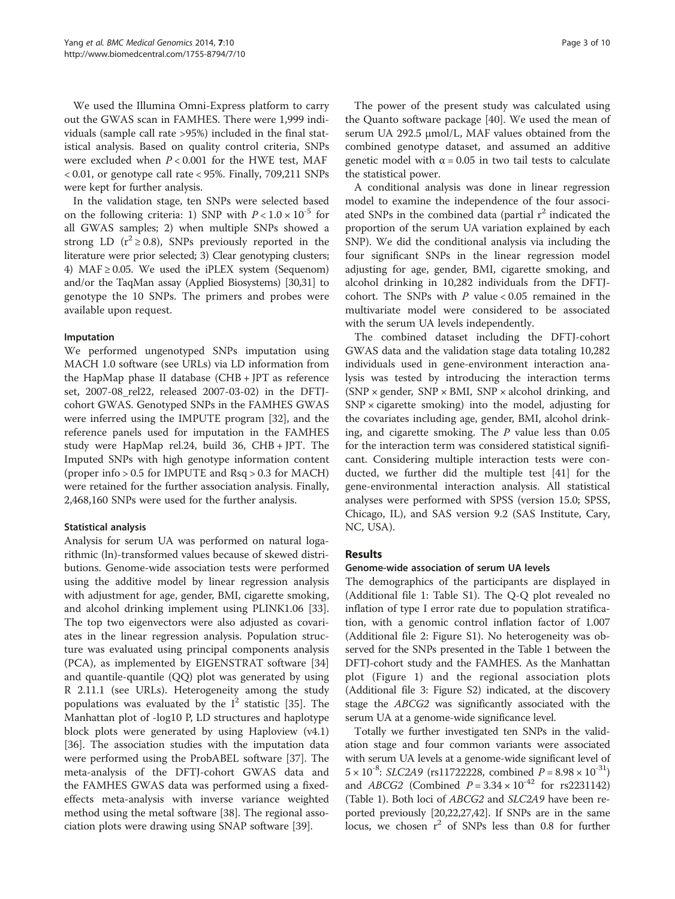We used the Illumina Omni-Express platform to carry out the GWAS scan in FAMHES. There were 1,999 individuals (sample call rate >95%) included in the final statistical analysis. Based on quality control criteria, SNPs were excluded when $P < 0.001$ for the HWE test, MAF $< 0.01$, or genotype call rate < 95%. Finally, 709,211 SNPs were kept for further analysis.

In the validation stage, ten SNPs were selected based on the following criteria: 1) SNP with $P < 1.0 \times 10^{-5}$ for all GWAS samples; 2) when multiple SNPs showed a strong LD ($r^2 \geq 0.8$), SNPs previously reported in the literature were prior selected; 3) Clear genotyping clusters; 4) MAF ≥ 0.05. We used the iPLEX system (Sequenom) and/or the TaqMan assay (Applied Biosystems) [30,31] to genotype the 10 SNPs. The primers and probes were available upon request.

#### Imputation

We performed ungenotyped SNPs imputation using MACH 1.0 software (see URLs) via LD information from the HapMap phase II database (CHB + JPT as reference set, 2007-08_rel22, released 2007-03-02) in the DFTJ-cohort GWAS. Genotyped SNPs in the FAMHES GWAS were inferred using the IMPUTE program [32], and the reference panels used for imputation in the FAMHES study were HapMap rel.24, build 36, CHB + JPT. The Imputed SNPs with high genotype information content (proper info > 0.5 for IMPUTE and Rsq > 0.3 for MACH) were retained for the further association analysis. Finally, 2,468,160 SNPs were used for the further analysis.

#### Statistical analysis

Analysis for serum UA was performed on natural logarithmic (ln)-transformed values because of skewed distributions. Genome-wide association tests were performed using the additive model by linear regression analysis with adjustment for age, gender, BMI, cigarette smoking, and alcohol drinking implement using PLINK1.06 [33]. The top two eigenvectors were also adjusted as covariates in the linear regression analysis. Population structure was evaluated using principal components analysis (PCA), as implemented by EIGENSTRAT software [34] and quantile-quantile (QQ) plot was generated by using R 2.11.1 (see URLs). Heterogeneity among the study populations was evaluated by the $I^2$ statistic [35]. The Manhattan plot of -log10 P, LD structures and haplotype block plots were generated by using Haploview (v4.1) [36]. The association studies with the imputation data were performed using the ProbABEL software [37]. The meta-analysis of the DFTJ-cohort GWAS data and the FAMHES GWAS data was performed using a fixed-effects meta-analysis with inverse variance weighted method using the metal software [38]. The regional association plots were drawing using SNAP software [39].

The power of the present study was calculated using the Quanto software package [40]. We used the mean of serum UA 292.5 μmol/L, MAF values obtained from the combined genotype dataset, and assumed an additive genetic model with $\alpha = 0.05$ in two tail tests to calculate the statistical power.

A conditional analysis was done in linear regression model to examine the independence of the four associated SNPs in the combined data (partial $r^2$ indicated the proportion of the serum UA variation explained by each SNP). We did the conditional analysis via including the four significant SNPs in the linear regression model adjusting for age, gender, BMI, cigarette smoking, and alcohol drinking in 10,282 individuals from the DFTJ-cohort. The SNPs with $P$ value < 0.05 remained in the multivariate model were considered to be associated with the serum UA levels independently.

The combined dataset including the DFTJ-cohort GWAS data and the validation stage data totaling 10,282 individuals used in gene-environment interaction analysis was tested by introducing the interaction terms (SNP × gender, SNP × BMI, SNP × alcohol drinking, and SNP × cigarette smoking) into the model, adjusting for the covariates including age, gender, BMI, alcohol drinking, and cigarette smoking. The $P$ value less than 0.05 for the interaction term was considered statistical significant. Considering multiple interaction tests were conducted, we further did the multiple test [41] for the gene-environmental interaction analysis. All statistical analyses were performed with SPSS (version 15.0; SPSS, Chicago, IL), and SAS version 9.2 (SAS Institute, Cary, NC, USA).

## Results

#### Genome-wide association of serum UA levels

The demographics of the participants are displayed in (Additional file 1: Table S1). The Q-Q plot revealed no inflation of type I error rate due to population stratification, with a genomic control inflation factor of 1.007 (Additional file 2: Figure S1). No heterogeneity was observed for the SNPs presented in the Table 1 between the DFTJ-cohort study and the FAMHES. As the Manhattan plot (Figure 1) and the regional association plots (Additional file 3: Figure S2) indicated, at the discovery stage the *ABCG2* was significantly associated with the serum UA at a genome-wide significance level.

Totally we further investigated ten SNPs in the validation stage and four common variants were associated with serum UA levels at a genome-wide significant level of $5 \times 10^{-8}$: *SLC2A9* (rs11722228, combined $P = 8.98 \times 10^{-31}$) and *ABCG2* (Combined $P = 3.34 \times 10^{-42}$ for rs2231142) (Table 1). Both loci of *ABCG2* and *SLC2A9* have been reported previously [20,22,27,42]. If SNPs are in the same locus, we chosen $r^2$ of SNPs less than 0.8 for further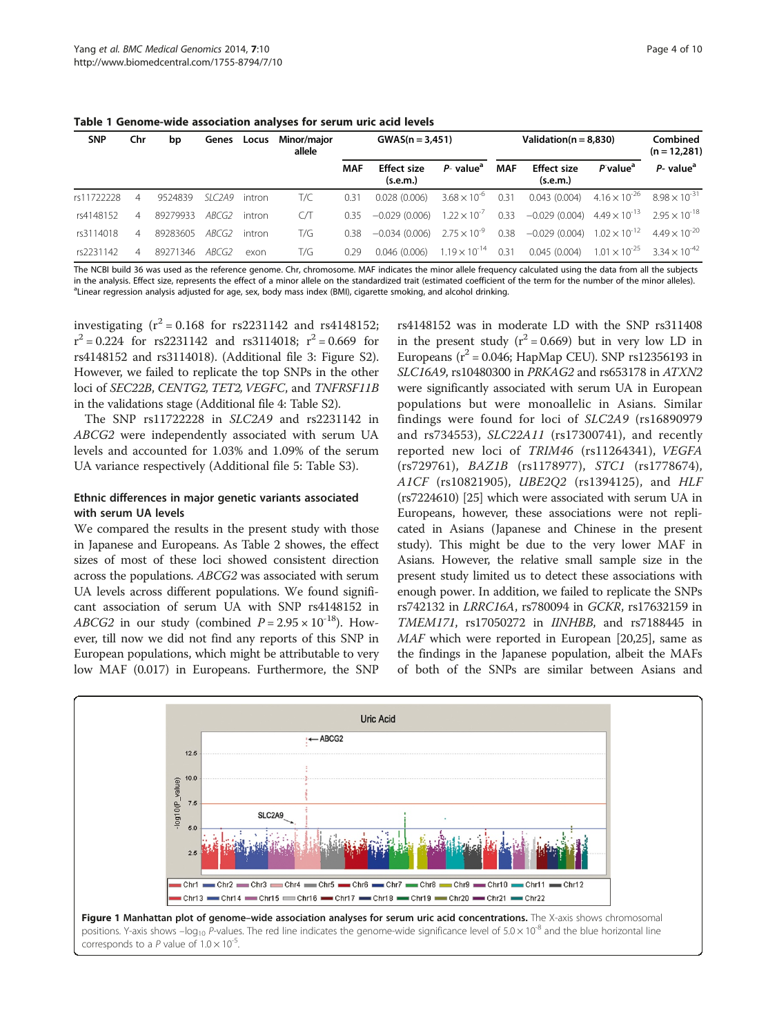**Table 1 Genome-wide association analyses for serum uric acid levels**

| SNP | Chr | bp | Genes | Locus | Minor/major allele | GWAS(n = 3,451) | | | Validation(n = 8,830) | | | Combined (n = 12,281) |
|---|---|---|---|---|---|---|---|---|---|---|---|---|
| | | | | | | MAF | Effect size (s.e.m.) | P- value[a] | MAF | Effect size (s.e.m.) | P value[a] | P- value[a] |
| rs11722228 | 4 | 9524839 | *SLC2A9* | intron | T/C | 0.31 | 0.028 (0.006) | $3.68 \times 10^{-6}$ | 0.31 | 0.043 (0.004) | $4.16 \times 10^{-26}$ | $8.98 \times 10^{-31}$ |
| rs4148152 | 4 | 89279933 | *ABCG2* | intron | C/T | 0.35 | −0.029 (0.006) | $1.22 \times 10^{-7}$ | 0.33 | −0.029 (0.004) | $4.49 \times 10^{-13}$ | $2.95 \times 10^{-18}$ |
| rs3114018 | 4 | 89283605 | *ABCG2* | intron | T/G | 0.38 | −0.034 (0.006) | $2.75 \times 10^{-9}$ | 0.38 | −0.029 (0.004) | $1.02 \times 10^{-12}$ | $4.49 \times 10^{-20}$ |
| rs2231142 | 4 | 89271346 | *ABCG2* | exon | T/G | 0.29 | 0.046 (0.006) | $1.19 \times 10^{-14}$ | 0.31 | 0.045 (0.004) | $1.01 \times 10^{-25}$ | $3.34 \times 10^{-42}$ |

The NCBI build 36 was used as the reference genome. Chr, chromosome. MAF indicates the minor allele frequency calculated using the data from all the subjects in the analysis. Effect size, represents the effect of a minor allele on the standardized trait (estimated coefficient of the term for the number of the minor alleles).
[a]Linear regression analysis adjusted for age, sex, body mass index (BMI), cigarette smoking, and alcohol drinking.

investigating ($r^2 = 0.168$ for rs2231142 and rs4148152; $r^2 = 0.224$ for rs2231142 and rs3114018; $r^2 = 0.669$ for rs4148152 and rs3114018). (Additional file 3: Figure S2). However, we failed to replicate the top SNPs in the other loci of *SEC22B*, *CENTG2*, *TET2*, *VEGFC*, and *TNFRSF11B* in the validations stage (Additional file 4: Table S2).

The SNP rs11722228 in *SLC2A9* and rs2231142 in *ABCG2* were independently associated with serum UA levels and accounted for 1.03% and 1.09% of the serum UA variance respectively (Additional file 5: Table S3).

### Ethnic differences in major genetic variants associated with serum UA levels

We compared the results in the present study with those in Japanese and Europeans. As Table 2 showes, the effect sizes of most of these loci showed consistent direction across the populations. *ABCG2* was associated with serum UA levels across different populations. We found significant association of serum UA with SNP rs4148152 in *ABCG2* in our study (combined $P = 2.95 \times 10^{-18}$). However, till now we did not find any reports of this SNP in European populations, which might be attributable to very low MAF (0.017) in Europeans. Furthermore, the SNP rs4148152 was in moderate LD with the SNP rs311408 in the present study ($r^2 = 0.669$) but in very low LD in Europeans ($r^2 = 0.046$; HapMap CEU). SNP rs12356193 in *SLC16A9*, rs10480300 in *PRKAG2* and rs653178 in *ATXN2* were significantly associated with serum UA in European populations but were monoallelic in Asians. Similar findings were found for loci of *SLC2A9* (rs16890979 and rs734553), *SLC22A11* (rs17300741), and recently reported new loci of *TRIM46* (rs11264341), *VEGFA* (rs729761), *BAZ1B* (rs1178977), *STC1* (rs1778674), *A1CF* (rs10821905), *UBE2Q2* (rs1394125), and *HLF* (rs7224610) [25] which were associated with serum UA in Europeans, however, these associations were not replicated in Asians (Japanese and Chinese in the present study). This might be due to the very lower MAF in Asians. However, the relative small sample in the present study limited us to detect these associations with enough power. In addition, we failed to replicate the SNPs rs742132 in *LRRC16A*, rs780094 in *GCKR*, rs17632159 in *TMEM171*, rs17050272 in *IINHBB*, and rs7188445 in *MAF* which were reported in European [20,25], same as the findings in the Japanese population, albeit the MAFs of both of the SNPs are similar between Asians and

**Figure 1 Manhattan plot of genome–wide association analyses for serum uric acid concentrations.** The X-axis shows chromosomal positions. Y-axis shows $-\log_{10}$ *P*-values. The red line indicates the genome-wide significance level of $5.0 \times 10^{-8}$ and the blue horizontal line corresponds to a *P* value of $1.0 \times 10^{-5}$.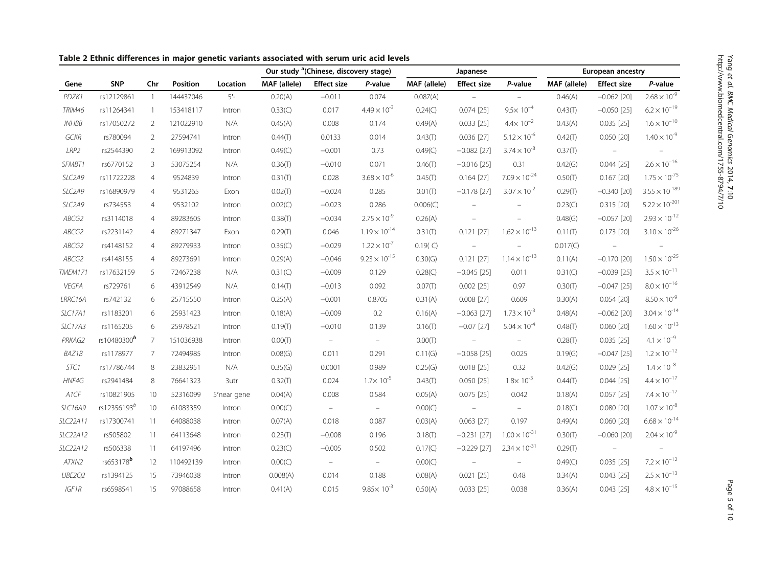**Table 2 Ethnic differences in major genetic variants associated with serum uric acid levels**

| | | | | | Our study [a](Chinese, discovery stage) | | | Japanese | | | European ancestry | | |
|---|---|---|---|---|---|---|---|---|---|---|---|---|---|
| Gene | SNP | Chr | Position | Location | MAF (allele) | Effect size | *P*-value | MAF (allele) | Effect size | *P*-value | MAF (allele) | Effect size | *P*-value |
| *PDZK1* | rs12129861 | 1 | 144437046 | 5'- | 0.20(A) | −0.011 | 0.074 | 0.087(A) | – | – | 0.46(A) | −0.062 [20] | $2.68 \times 10^{-9}$ |
| *TRIM46* | rs11264341 | 1 | 153418117 | Intron | 0.33(C) | 0.017 | $4.49 \times 10^{-3}$ | 0.24(C) | 0.074 [25] | $9.5 \times 10^{-4}$ | 0.43(T) | −0.050 [25] | $6.2 \times 10^{-19}$ |
| *INHBB* | rs17050272 | 2 | 121022910 | N/A | 0.45(A) | 0.008 | 0.174 | 0.49(A) | 0.033 [25] | $4.4 \times 10^{-2}$ | 0.43(A) | 0.035 [25] | $1.6 \times 10^{-10}$ |
| *GCKR* | rs780094 | 2 | 27594741 | Intron | 0.44(T) | 0.0133 | 0.014 | 0.43(T) | 0.036 [27] | $5.12 \times 10^{-6}$ | 0.42(T) | 0.050 [20] | $1.40 \times 10^{-9}$ |
| *LRP2* | rs2544390 | 2 | 169913092 | Intron | 0.49(C) | −0.001 | 0.73 | 0.49(C) | −0.082 [27] | $3.74 \times 10^{-8}$ | 0.37(T) | – | – |
| *SFMBT1* | rs6770152 | 3 | 53075254 | N/A | 0.36(T) | −0.010 | 0.071 | 0.46(T) | −0.016 [25] | 0.31 | 0.42(G) | 0.044 [25] | $2.6 \times 10^{-16}$ |
| *SLC2A9* | rs11722228 | 4 | 9524839 | Intron | 0.31(T) | 0.028 | $3.68 \times 10^{-6}$ | 0.45(T) | 0.164 [27] | $7.09 \times 10^{-24}$ | 0.50(T) | 0.167 [20] | $1.75 \times 10^{-75}$ |
| *SLC2A9* | rs16890979 | 4 | 9531265 | Exon | 0.02(T) | −0.024 | 0.285 | 0.01(T) | −0.178 [27] | $3.07 \times 10^{-2}$ | 0.29(T) | −0.340 [20] | $3.55 \times 10^{-189}$ |
| *SLC2A9* | rs734553 | 4 | 9532102 | Intron | 0.02(C) | −0.023 | 0.286 | 0.006(C) | – | – | 0.23(C) | 0.315 [20] | $5.22 \times 10^{-201}$ |
| *ABCG2* | rs3114018 | 4 | 89283605 | Intron | 0.38(T) | −0.034 | $2.75 \times 10^{-9}$ | 0.26(A) | – | – | 0.48(G) | −0.057 [20] | $2.93 \times 10^{-12}$ |
| *ABCG2* | rs2231142 | 4 | 89271347 | Exon | 0.29(T) | 0.046 | $1.19 \times 10^{-14}$ | 0.31(T) | 0.121 [27] | $1.62 \times 10^{-13}$ | 0.11(T) | 0.173 [20] | $3.10 \times 10^{-26}$ |
| *ABCG2* | rs4148152 | 4 | 89279933 | Intron | 0.35(C) | −0.029 | $1.22 \times 10^{-7}$ | 0.19( C) | – | – | 0.017(C) | – | – |
| *ABCG2* | rs4148155 | 4 | 89273691 | Intron | 0.29(A) | −0.046 | $9.23 \times 10^{-15}$ | 0.30(G) | 0.121 [27] | $1.14 \times 10^{-13}$ | 0.11(A) | −0.170 [20] | $1.50 \times 10^{-25}$ |
| *TMEM171* | rs17632159 | 5 | 72467238 | N/A | 0.31(C) | −0.009 | 0.129 | 0.28(C) | −0.045 [25] | 0.011 | 0.31(C) | −0.039 [25] | $3.5 \times 10^{-11}$ |
| *VEGFA* | rs729761 | 6 | 43912549 | N/A | 0.14(T) | −0.013 | 0.092 | 0.07(T) | 0.002 [25] | 0.97 | 0.30(T) | −0.047 [25] | $8.0 \times 10^{-16}$ |
| *LRRC16A* | rs742132 | 6 | 25715550 | Intron | 0.25(A) | −0.001 | 0.8705 | 0.31(A) | 0.008 [27] | 0.609 | 0.30(A) | 0.054 [20] | $8.50 \times 10^{-9}$ |
| *SLC17A1* | rs1183201 | 6 | 25931423 | Intron | 0.18(A) | −0.009 | 0.2 | 0.16(A) | −0.063 [27] | $1.73 \times 10^{-3}$ | 0.48(A) | −0.062 [20] | $3.04 \times 10^{-14}$ |
| *SLC17A3* | rs1165205 | 6 | 25978521 | Intron | 0.19(T) | −0.010 | 0.139 | 0.16(T) | −0.07 [27] | $5.04 \times 10^{-4}$ | 0.48(T) | 0.060 [20] | $1.60 \times 10^{-13}$ |
| *PRKAG2* | rs10480300[b] | 7 | 151036938 | Intron | 0.00(T) | – | – | 0.00(T) | – | – | 0.28(T) | 0.035 [25] | $4.1 \times 10^{-9}$ |
| *BAZ1B* | rs1178977 | 7 | 72494985 | Intron | 0.08(G) | 0.011 | 0.291 | 0.11(G) | −0.058 [25] | 0.025 | 0.19(G) | −0.047 [25] | $1.2 \times 10^{-12}$ |
| *STC1* | rs17786744 | 8 | 23832951 | N/A | 0.35(G) | 0.0001 | 0.989 | 0.25(G) | 0.018 [25] | 0.32 | 0.42(G) | 0.029 [25] | $1.4 \times 10^{-8}$ |
| *HNF4G* | rs2941484 | 8 | 76641323 | 3utr | 0.32(T) | 0.024 | $1.7 \times 10^{-5}$ | 0.43(T) | 0.050 [25] | $1.8 \times 10^{-3}$ | 0.44(T) | 0.044 [25] | $4.4 \times 10^{-17}$ |
| *A1CF* | rs10821905 | 10 | 52316099 | 5'near gene | 0.04(A) | 0.008 | 0.584 | 0.05(A) | 0.075 [25] | 0.042 | 0.18(A) | 0.057 [25] | $7.4 \times 10^{-17}$ |
| *SLC16A9* | rs12356193[b] | 10 | 61083359 | Intron | 0.00(C) | – | – | 0.00(C) | – | – | 0.18(C) | 0.080 [20] | $1.07 \times 10^{-8}$ |
| *SLC22A11* | rs17300741 | 11 | 64088038 | Intron | 0.07(A) | 0.018 | 0.087 | 0.03(A) | 0.063 [27] | 0.197 | 0.49(A) | 0.060 [20] | $6.68 \times 10^{-14}$ |
| *SLC22A12* | rs505802 | 11 | 64113648 | Intron | 0.23(T) | −0.008 | 0.196 | 0.18(T) | −0.231 [27] | $1.00 \times 10^{-31}$ | 0.30(T) | −0.060 [20] | $2.04 \times 10^{-9}$ |
| *SLC22A12* | rs506338 | 11 | 64197496 | Intron | 0.23(C) | −0.005 | 0.502 | 0.17(C) | −0.229 [27] | $2.34 \times 10^{-31}$ | 0.29(T) | – | – |
| *ATXN2* | rs653178[b] | 12 | 110492139 | Intron | 0.00(C) | – | – | 0.00(C) | – | – | 0.49(C) | 0.035 [25] | $7.2 \times 10^{-12}$ |
| *UBE2Q2* | rs1394125 | 15 | 73946038 | Intron | 0.008(A) | 0.014 | 0.188 | 0.08(A) | 0.021 [25] | 0.48 | 0.34(A) | 0.043 [25] | $2.5 \times 10^{-13}$ |
| *IGF1R* | rs6598541 | 15 | 97088658 | Intron | 0.41(A) | 0.015 | $9.85 \times 10^{-3}$ | 0.50(A) | 0.033 [25] | 0.038 | 0.36(A) | 0.043 [25] | $4.8 \times 10^{-15}$ |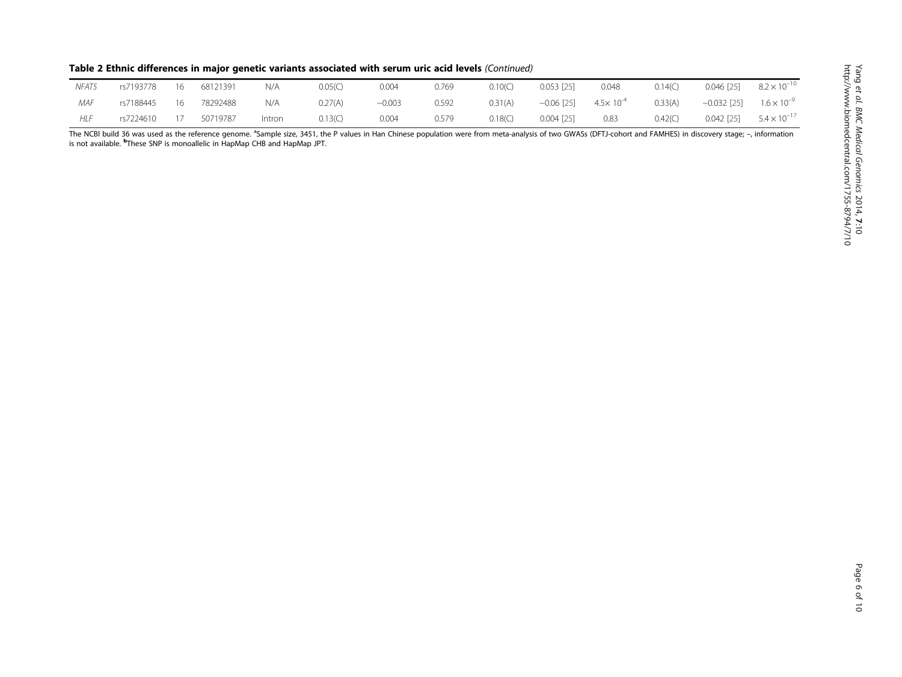**Table 2 Ethnic differences in major genetic variants associated with serum uric acid levels** *(Continued)*

| | | | | | | | | | | | | |
|---|---|---|---|---|---|---|---|---|---|---|---|---|
| *NFAT5* | rs7193778 | 16 | 68121391 | N/A | 0.05(C) | 0.004 | 0.769 | 0.10(C) | 0.053 [25] | 0.048 | 0.14(C) | 0.046 [25] | $8.2 \times 10^{-10}$ |
| *MAF* | rs7188445 | 16 | 78292488 | N/A | 0.27(A) | −0.003 | 0.592 | 0.31(A) | −0.06 [25] | $4.5 \times 10^{-4}$ | 0.33(A) | −0.032 [25] | $1.6 \times 10^{-9}$ |
| *HLF* | rs7224610 | 17 | 50719787 | Intron | 0.13(C) | 0.004 | 0.579 | 0.18(C) | 0.004 [25] | 0.83 | 0.42(C) | 0.042 [25] | $5.4 \times 10^{-17}$ |

The NCBI build 36 was used as the reference genome. [a]Sample size, 3451, the P values in Han Chinese population were from meta-analysis of two GWASs (DFTJ-cohort and FAMHES) in discovery stage; –, information is not available. [b]These SNP is monoallelic in HapMap CHB and HapMap JPT.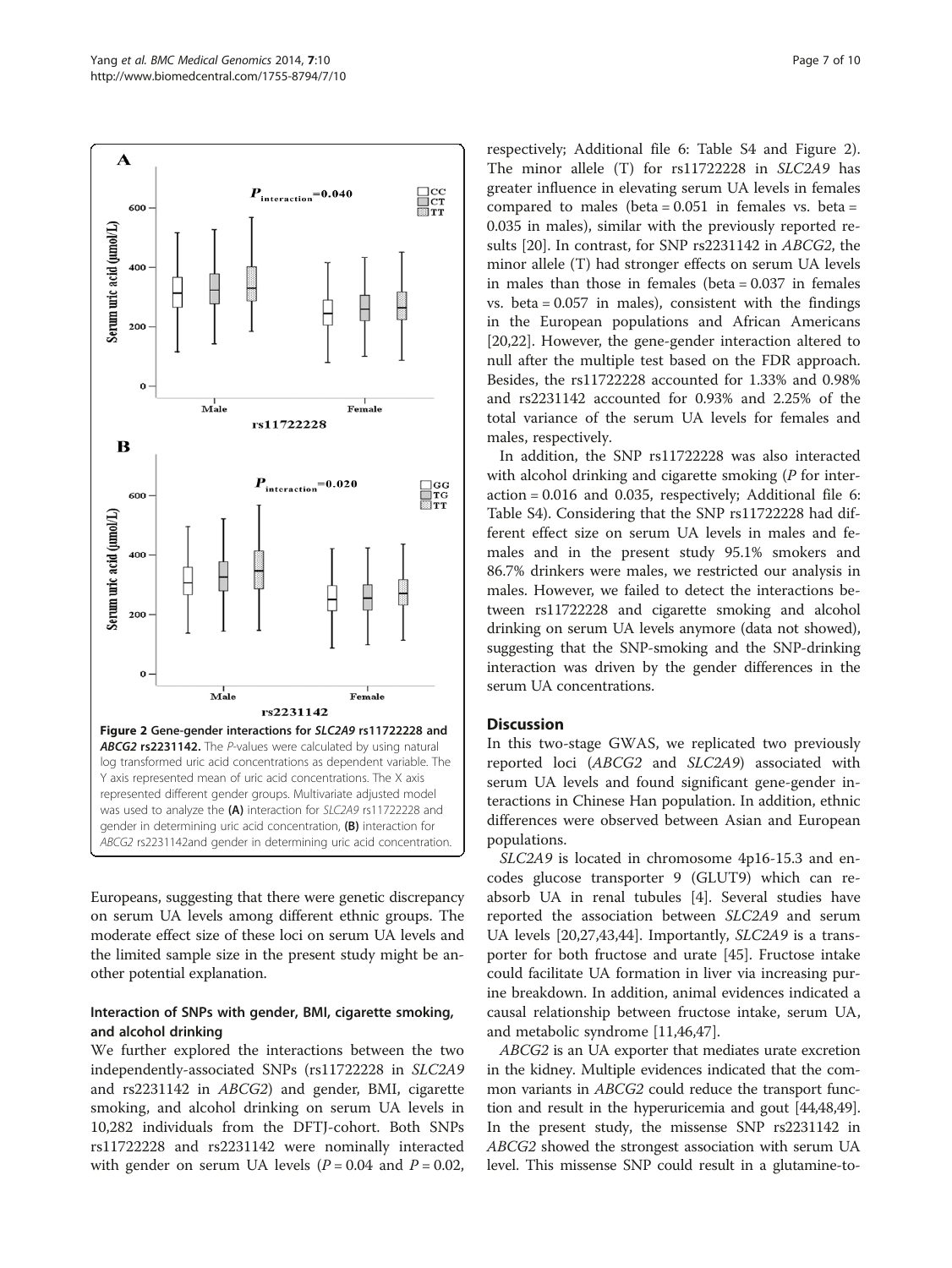Figure 2 Gene-gender interactions for *SLC2A9* rs11722228 and *ABCG2* rs2231142. The *P*-values were calculated by using natural log transformed uric acid concentrations as dependent variable. The Y axis represented mean of uric acid concentrations. The X axis represented different gender groups. Multivariate adjusted model was used to analyze the (A) interaction for *SLC2A9* rs11722228 and gender in determining uric acid concentration, (B) interaction for *ABCG2* rs2231142and gender in determining uric acid concentration.

Europeans, suggesting that there were genetic discrepancy on serum UA levels among different ethnic groups. The moderate effect size of these loci on serum UA levels and the limited sample size in the present study might be another potential explanation.

### Interaction of SNPs with gender, BMI, cigarette smoking, and alcohol drinking

We further explored the interactions between the two independently-associated SNPs (rs11722228 in *SLC2A9* and rs2231142 in *ABCG2*) and gender, BMI, cigarette smoking, and alcohol drinking on serum UA levels in 10,282 individuals from the DFTJ-cohort. Both SNPs rs11722228 and rs2231142 were nominally interacted with gender on serum UA levels ($P = 0.04$ and $P = 0.02$, respectively; Additional file 6: Table S4 and Figure 2). The minor allele (T) for rs11722228 in *SLC2A9* has greater influence in elevating serum UA levels in females compared to males (beta = 0.051 in females vs. beta = 0.035 in males), similar with the previously reported results [20]. In contrast, for SNP rs2231142 in *ABCG2*, the minor allele (T) had stronger effects on serum UA levels in males than those in females (beta = 0.037 in females vs. beta = 0.057 in males), consistent with the findings in the European populations and African Americans [20,22]. However, the gene-gender interaction altered to null after the multiple test based on the FDR approach. Besides, the rs11722228 accounted for 1.33% and 0.98% and rs2231142 accounted for 0.93% and 2.25% of the total variance of the serum UA levels for females and males, respectively.

In addition, the SNP rs11722228 was also interacted with alcohol drinking and cigarette smoking (*P* for interaction = 0.016 and 0.035, respectively; Additional file 6: Table S4). Considering that the SNP rs11722228 had different effect size on serum UA levels in males and females and in the present study 95.1% smokers and 86.7% drinkers were males, we restricted our analysis in males. However, we failed to detect the interactions between rs11722228 and cigarette smoking and alcohol drinking on serum UA levels anymore (data not showed), suggesting that the SNP-smoking and the SNP-drinking interaction was driven by the gender differences in the serum UA concentrations.

## Discussion

In this two-stage GWAS, we replicated two previously reported loci (*ABCG2* and *SLC2A9*) associated with serum UA levels and found significant gene-gender interactions in Chinese Han population. In addition, ethnic differences were observed between Asian and European populations.

*SLC2A9* is located in chromosome 4p16-15.3 and encodes glucose transporter 9 (GLUT9) which can reabsorb UA in renal tubules [4]. Several studies have reported the association between *SLC2A9* and serum UA levels [20,27,43,44]. Importantly, *SLC2A9* is a transporter for both fructose and urate [45]. Fructose intake could facilitate UA formation in liver via increasing purine breakdown. In addition, animal evidences indicated a causal relationship between fructose intake, serum UA, and metabolic syndrome [11,46,47].

*ABCG2* is an UA exporter that mediates urate excretion in the kidney. Multiple evidences indicated that the common variants in *ABCG2* could reduce the transport function and result in the hyperuricemia and gout [44,48,49]. In the present study, the missense SNP rs2231142 in *ABCG2* showed the strongest association with serum UA level. This missense SNP could result in a glutamine-to-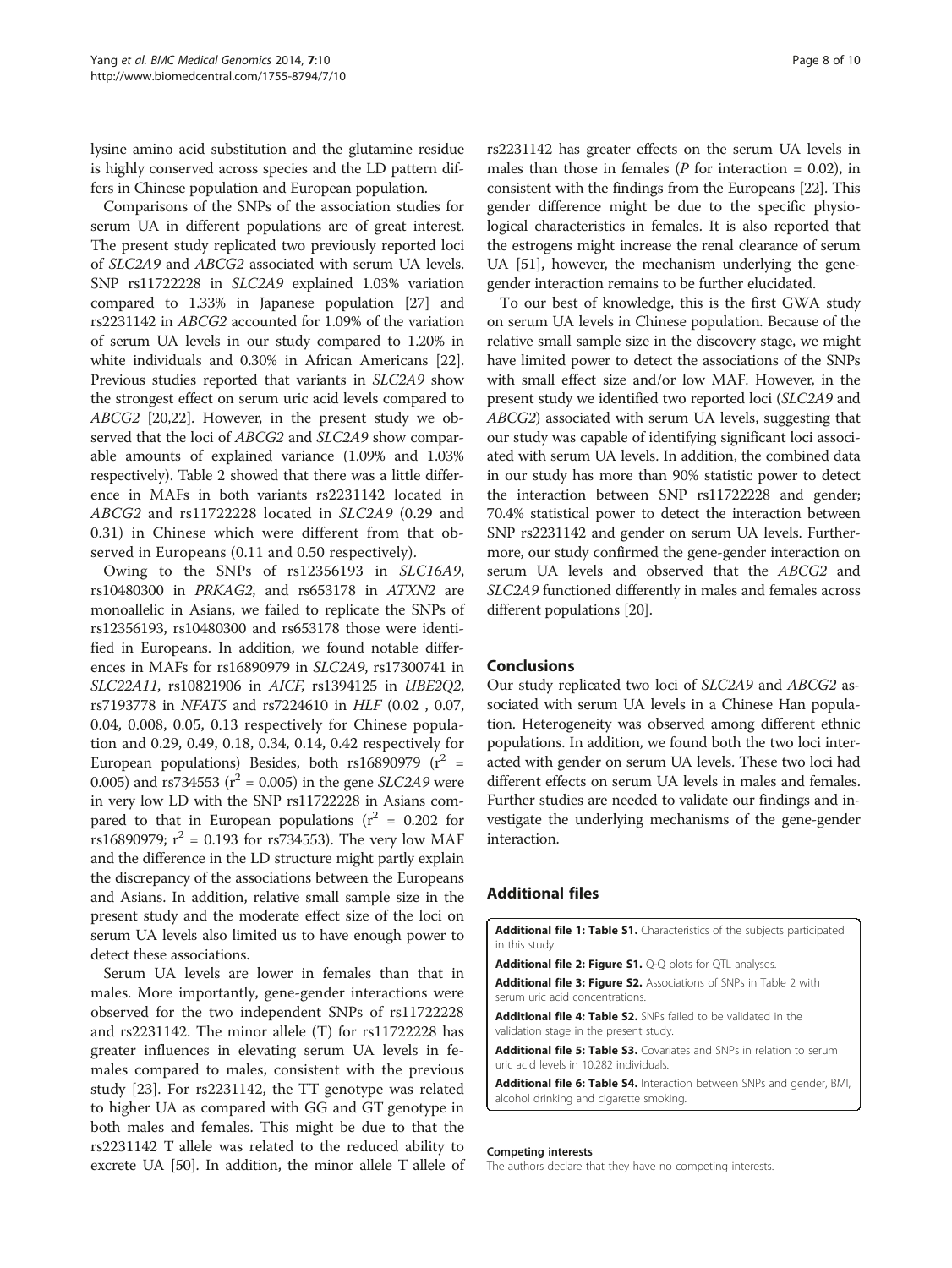lysine amino acid substitution and the glutamine residue is highly conserved across species and the LD pattern differs in Chinese population and European population.

Comparisons of the SNPs of the association studies for serum UA in different populations are of great interest. The present study replicated two previously reported loci of *SLC2A9* and *ABCG2* associated with serum UA levels. SNP rs11722228 in *SLC2A9* explained 1.03% variation compared to 1.33% in Japanese population [27] and rs2231142 in *ABCG2* accounted for 1.09% of the variation of serum UA levels in our study compared to 1.20% in white individuals and 0.30% in African Americans [22]. Previous studies reported that variants in *SLC2A9* show the strongest effect on serum uric acid levels compared to *ABCG2* [20,22]. However, in the present study we observed that the loci of *ABCG2* and *SLC2A9* show comparable amounts of explained variance (1.09% and 1.03% respectively). Table 2 showed that there was a little difference in MAFs in both variants rs2231142 located in *ABCG2* and rs11722228 located in *SLC2A9* (0.29 and 0.31) in Chinese which were different from that observed in Europeans (0.11 and 0.50 respectively).

Owing to the SNPs of rs12356193 in *SLC16A9*, rs10480300 in *PRKAG2*, and rs653178 in *ATXN2* are monoallelic in Asians, we failed to replicate the SNPs of rs12356193, rs10480300 and rs653178 those were identified in Europeans. In addition, we found notable differences in MAFs for rs16890979 in *SLC2A9*, rs17300741 in *SLC22A11*, rs10821906 in *AICF*, rs1394125 in *UBE2Q2*, rs7193778 in *NFAT5* and rs7224610 in *HLF* (0.02 , 0.07, 0.04, 0.008, 0.05, 0.13 respectively for Chinese population and 0.29, 0.49, 0.18, 0.34, 0.14, 0.42 respectively for European populations) Besides, both rs16890979 ($r^2$ = 0.005) and rs734553 ($r^2$ = 0.005) in the gene *SLC2A9* were in very low LD with the SNP rs11722228 in Asians compared to that in European populations ($r^2$ = 0.202 for rs16890979; $r^2$ = 0.193 for rs734553). The very low MAF and the difference in the LD structure might partly explain the discrepancy of the associations between the Europeans and Asians. In addition, relative small sample size in the present study and the moderate effect size of the loci on serum UA levels also limited us to have enough power to detect these associations.

Serum UA levels are lower in females than that in males. More importantly, gene-gender interactions were observed for the two independent SNPs of rs11722228 and rs2231142. The minor allele (T) for rs11722228 has greater influences in elevating serum UA levels in females compared to males, consistent with the previous study [23]. For rs2231142, the TT genotype was related to higher UA as compared with GG and GT genotype in both males and females. This might be due to that the rs2231142 T allele was related to the reduced ability to excrete UA [50]. In addition, the minor allele T allele of rs2231142 has greater effects on the serum UA levels in males than those in females (*P* for interaction = 0.02), in consistent with the findings from the Europeans [22]. This gender difference might be due to the specific physiological characteristics in females. It is also reported that the estrogens might increase the renal clearance of serum UA [51], however, the mechanism underlying the gene-gender interaction remains to be further elucidated.

To our best of knowledge, this is the first GWA study on serum UA levels in Chinese population. Because of the relative small sample size in the discovery stage, we might have limited power to detect the associations of the SNPs with small effect size and/or low MAF. However, in the present study we identified two reported loci (*SLC2A9* and *ABCG2*) associated with serum UA levels, suggesting that our study was capable of identifying significant loci associated with serum UA levels. In addition, the combined data in our study has more than 90% statistic power to detect the interaction between SNP rs11722228 and gender; 70.4% statistical power to detect the interaction between SNP rs2231142 and gender on serum UA levels. Furthermore, our study confirmed the gene-gender interaction on serum UA levels and observed that the *ABCG2* and *SLC2A9* functioned differently in males and females across different populations [20].

## Conclusions

Our study replicated two loci of *SLC2A9* and *ABCG2* associated with serum UA levels in a Chinese Han population. Heterogeneity was observed among different ethnic populations. In addition, we found both the two loci interacted with gender on serum UA levels. These two loci had different effects on serum UA levels in males and females. Further studies are needed to validate our findings and investigate the underlying mechanisms of the gene-gender interaction.

## Additional files

**Additional file 1: Table S1.** Characteristics of the subjects participated in this study.

**Additional file 2: Figure S1.** Q-Q plots for QTL analyses.

**Additional file 3: Figure S2.** Associations of SNPs in Table 2 with serum uric acid concentrations.

**Additional file 4: Table S2.** SNPs failed to be validated in the validation stage in the present study.

**Additional file 5: Table S3.** Covariates and SNPs in relation to serum uric acid levels in 10,282 individuals.

**Additional file 6: Table S4.** Interaction between SNPs and gender, BMI, alcohol drinking and cigarette smoking.

#### Competing interests

The authors declare that they have no competing interests.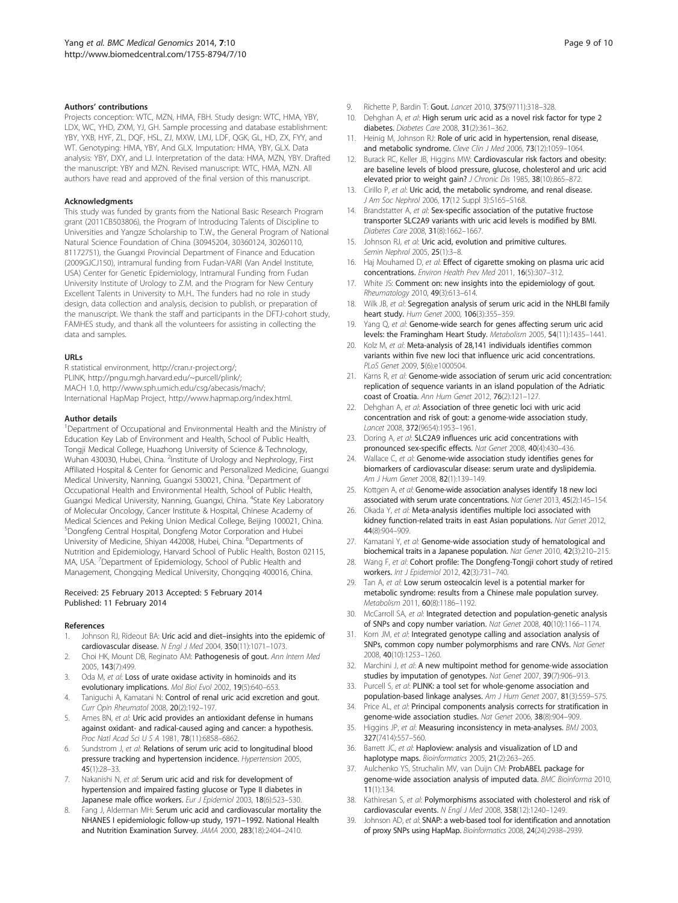### Authors' contributions

Projects conception: WTC, MZN, HMA, FBH. Study design: WTC, HMA, YBY, LDX, WC, YHD, ZXM, YJ, GH. Sample processing and database establishment: YBY, YXB, HYF, ZL, DQF, HSL, ZJ, MXW, LMJ, LDF, QGK, GL, HD, ZX, FYY, and WT. Genotyping: HMA, YBY, And GLX. Imputation: HMA, YBY, GLX. Data analysis: YBY, DXY, and LJ. Interpretation of the data: HMA, MZN, YBY. Drafted the manuscript: YBY and MZN. Revised manuscript: WTC, HMA, MZN. All authors have read and approved of the final version of this manuscript.

### Acknowledgments

This study was funded by grants from the National Basic Research Program grant (2011CB503806), the Program of Introducing Talents of Discipline to Universities and Yangze Scholarship to T.W., the General Program of National Natural Science Foundation of China (30945204, 30360124, 30260110, 81172751), the Guangxi Provincial Department of Finance and Education (2009GJCJ150), intramural funding from Fudan-VARI (Van Andel Institute, USA) Center for Genetic Epidemiology, Intramural Funding from Fudan University Institute of Urology to Z.M. and the Program for New Century Excellent Talents in University to M.H.. The funders had no role in study design, data collection and analysis, decision to publish, or preparation of the manuscript. We thank the staff and participants in the DFTJ-cohort study, FAMHES study, and thank all the volunteers for assisting in collecting the data and samples.

### URLs

R statistical environment, http://cran.r-project.org/;
PLINK, http://pngu.mgh.harvard.edu/~purcell/plink/;
MACH 1.0, http://www.sph.umich.edu/csg/abecasis/mach/;
International HapMap Project, http://www.hapmap.org/index.html.

### Author details

[1]Department of Occupational and Environmental Health and the Ministry of Education Key Lab of Environment and Health, School of Public Health, Tongji Medical College, Huazhong University of Science & Technology, Wuhan 430030, Hubei, China. [2]Institute of Urology and Nephrology, First Affiliated Hospital & Center for Genomic and Personalized Medicine, Guangxi Medical University, Nanning, Guangxi 530021, China. [3]Department of Occupational Health and Environmental Health, School of Public Health, Guangxi Medical University, Nanning, Guangxi, China. [4]State Key Laboratory of Molecular Oncology, Cancer Institute & Hospital, Chinese Academy of Medical Sciences and Peking Union Medical College, Beijing 100021, China. [5]Dongfeng Central Hospital, Dongfeng Motor Corporation and Hubei University of Medicine, Shiyan 442008, Hubei, China. [6]Departments of Nutrition and Epidemiology, Harvard School of Public Health, Boston 02115, MA, USA. [7]Department of Epidemiology, School of Public Health and Management, Chongqing Medical University, Chongqing 400016, China.

Received: 25 February 2013 Accepted: 5 February 2014
Published: 11 February 2014

### References

1. Johnson RJ, Rideout BA: **Uric acid and diet–insights into the epidemic of cardiovascular disease.** *N Engl J Med* 2004, **350**(11):1071–1073.
2. Choi HK, Mount DB, Reginato AM: **Pathogenesis of gout.** *Ann Intern Med* 2005, **143**(7):499.
3. Oda M, *et al*: **Loss of urate oxidase activity in hominoids and its evolutionary implications.** *Mol Biol Evol* 2002, **19**(5):640–653.
4. Taniguchi A, Kamatani N: **Control of renal uric acid excretion and gout.** *Curr Opin Rheumatol* 2008, **20**(2):192–197.
5. Ames BN, *et al*: **Uric acid provides an antioxidant defense in humans against oxidant- and radical-caused aging and cancer: a hypothesis.** *Proc Natl Acad Sci U S A* 1981, **78**(11):6858–6862.
6. Sundstrom J, *et al*: **Relations of serum uric acid to longitudinal blood pressure tracking and hypertension incidence.** *Hypertension* 2005, **45**(1):28–33.
7. Nakanishi N, *et al*: **Serum uric acid and risk for development of hypertension and impaired fasting glucose or Type II diabetes in Japanese male office workers.** *Eur J Epidemiol* 2003, **18**(6):523–530.
8. Fang J, Alderman MH: **Serum uric acid and cardiovascular mortality the NHANES I epidemiologic follow-up study, 1971–1992. National Health and Nutrition Examination Survey.** *JAMA* 2000, **283**(18):2404–2410.
9. Richette P, Bardin T: **Gout.** *Lancet* 2010, **375**(9711):318–328.
10. Dehghan A, *et al*: **High serum uric acid as a novel risk factor for type 2 diabetes.** *Diabetes Care* 2008, **31**(2):361–362.
11. Heinig M, Johnson RJ: **Role of uric acid in hypertension, renal disease, and metabolic syndrome.** *Cleve Clin J Med* 2006, **73**(12):1059–1064.
12. Burack RC, Keller JB, Higgins MW: **Cardiovascular risk factors and obesity: are baseline levels of blood pressure, glucose, cholesterol and uric acid elevated prior to weight gain?** *J Chronic Dis* 1985, **38**(10):865–872.
13. Cirillo P, *et al*: **Uric acid, the metabolic syndrome, and renal disease.** *J Am Soc Nephrol* 2006, **17**(12 Suppl 3):S165–S168.
14. Brandstatter A, *et al*: **Sex-specific association of the putative fructose transporter SLC2A9 variants with uric acid levels is modified by BMI.** *Diabetes Care* 2008, **31**(8):1662–1667.
15. Johnson RJ, *et al*: **Uric acid, evolution and primitive cultures.** *Semin Nephrol* 2005, **25**(1):3–8.
16. Haj Mouhamed D, *et al*: **Effect of cigarette smoking on plasma uric acid concentrations.** *Environ Health Prev Med* 2011, **16**(5):307–312.
17. White JS: **Comment on: new insights into the epidemiology of gout.** *Rheumatology* 2010, **49**(3):613–614.
18. Wilk JB, *et al*: **Segregation analysis of serum uric acid in the NHLBI family heart study.** *Hum Genet* 2000, **106**(3):355–359.
19. Yang Q, *et al*: **Genome-wide search for genes affecting serum uric acid levels: the Framingham Heart Study.** *Metabolism* 2005, **54**(11):1435–1441.
20. Kolz M, *et al*: **Meta-analysis of 28,141 individuals identifies common variants within five new loci that influence uric acid concentrations.** *PLoS Genet* 2009, **5**(6):e1000504.
21. Karns R, *et al*: **Genome-wide association of serum uric acid concentration: replication of sequence variants in an island population of the Adriatic coast of Croatia.** *Ann Hum Genet* 2012, **76**(2):121–127.
22. Dehghan A, *et al*: **Association of three genetic loci with uric acid concentration and risk of gout: a genome-wide association study.** *Lancet* 2008, **372**(9654):1953–1961.
23. Doring A, *et al*: **SLC2A9 influences uric acid concentrations with pronounced sex-specific effects.** *Nat Genet* 2008, **40**(4):430–436.
24. Wallace C, *et al*: **Genome-wide association study identifies genes for biomarkers of cardiovascular disease: serum urate and dyslipidemia.** *Am J Hum Genet* 2008, **82**(1):139–149.
25. Kottgen A, *et al*: **Genome-wide association analyses identify 18 new loci associated with serum urate concentrations.** *Nat Genet* 2013, **45**(2):145–154.
26. Okada Y, *et al*: **Meta-analysis identifies multiple loci associated with kidney function-related traits in east Asian populations.** *Nat Genet* 2012, **44**(8):904–909.
27. Kamatani Y, *et al*: **Genome-wide association study of hematological and biochemical traits in a Japanese population.** *Nat Genet* 2010, **42**(3):210–215.
28. Wang F, *et al*: **Cohort profile: The Dongfeng-Tongji cohort study of retired workers.** *Int J Epidemiol* 2012, **42**(3):731–740.
29. Tan A, *et al*: **Low serum osteocalcin level is a potential marker for metabolic syndrome: results from a Chinese male population survey.** *Metabolism* 2011, **60**(8):1186–1192.
30. McCarroll SA, *et al*: **Integrated detection and population-genetic analysis of SNPs and copy number variation.** *Nat Genet* 2008, **40**(10):1166–1174.
31. Korn JM, *et al*: **Integrated genotype calling and association analysis of SNPs, common copy number polymorphisms and rare CNVs.** *Nat Genet* 2008, **40**(10):1253–1260.
32. Marchini J, *et al*: **A new multipoint method for genome-wide association studies by imputation of genotypes.** *Nat Genet* 2007, **39**(7):906–913.
33. Purcell S, *et al*: **PLINK: a tool set for whole-genome association and population-based linkage analyses.** *Am J Hum Genet* 2007, **81**(3):559–575.
34. Price AL, *et al*: **Principal components analysis corrects for stratification in genome-wide association studies.** *Nat Genet* 2006, **38**(8):904–909.
35. Higgins JP, *et al*: **Measuring inconsistency in meta-analyses.** *BMJ* 2003, **327**(7414):557–560.
36. Barrett JC, *et al*: **Haploview: analysis and visualization of LD and haplotype maps.** *Bioinformatics* 2005, **21**(2):263–265.
37. Aulchenko YS, Struchalin MV, van Duijn CM: **ProbABEL package for genome-wide association analysis of imputed data.** *BMC Bioinforma* 2010, **11**(1):134.
38. Kathiresan S, *et al*: **Polymorphisms associated with cholesterol and risk of cardiovascular events.** *N Engl J Med* 2008, **358**(12):1240–1249.
39. Johnson AD, *et al*: **SNAP: a web-based tool for identification and annotation of proxy SNPs using HapMap.** *Bioinformatics* 2008, **24**(24):2938–2939.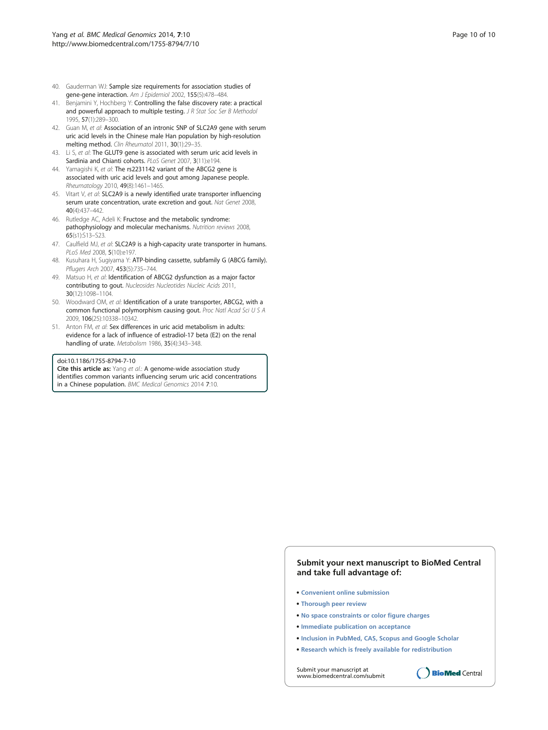40. Gauderman WJ: **Sample size requirements for association studies of gene-gene interaction.** *Am J Epidemiol* 2002, **155**(5):478–484.
41. Benjamini Y, Hochberg Y: **Controlling the false discovery rate: a practical and powerful approach to multiple testing.** *J R Stat Soc Ser B Methodol* 1995, **57**(1):289–300.
42. Guan M, *et al*: **Association of an intronic SNP of SLC2A9 gene with serum uric acid levels in the Chinese male Han population by high-resolution melting method.** *Clin Rheumatol* 2011, **30**(1):29–35.
43. Li S, *et al*: **The GLUT9 gene is associated with serum uric acid levels in Sardinia and Chianti cohorts.** *PLoS Genet* 2007, **3**(11):e194.
44. Yamagishi K, *et al*: **The rs2231142 variant of the ABCG2 gene is associated with uric acid levels and gout among Japanese people.** *Rheumatology* 2010, **49**(8):1461–1465.
45. Vitart V, *et al*: **SLC2A9 is a newly identified urate transporter influencing serum urate concentration, urate excretion and gout.** *Nat Genet* 2008, **40**(4):437–442.
46. Rutledge AC, Adeli K: **Fructose and the metabolic syndrome: pathophysiology and molecular mechanisms.** *Nutrition reviews* 2008, **65**(s1):S13–S23.
47. Caulfield MJ, *et al*: **SLC2A9 is a high-capacity urate transporter in humans.** *PLoS Med* 2008, **5**(10):e197.
48. Kusuhara H, Sugiyama Y: **ATP-binding cassette, subfamily G (ABCG family).** *Pflugers Arch* 2007, **453**(5):735–744.
49. Matsuo H, *et al*: **Identification of ABCG2 dysfunction as a major factor contributing to gout.** *Nucleosides Nucleotides Nucleic Acids* 2011, **30**(12):1098–1104.
50. Woodward OM, *et al*: **Identification of a urate transporter, ABCG2, with a common functional polymorphism causing gout.** *Proc Natl Acad Sci U S A* 2009, **106**(25):10338–10342.
51. Anton FM, *et al*: **Sex differences in uric acid metabolism in adults: evidence for a lack of influence of estradiol-17 beta (E2) on the renal handling of urate.** *Metabolism* 1986, **35**(4):343–348.

doi:10.1186/1755-8794-7-10
**Cite this article as:** Yang *et al.*: A genome-wide association study identifies common variants influencing serum uric acid concentrations in a Chinese population. *BMC Medical Genomics* 2014 **7**:10.

**Submit your next manuscript to BioMed Central and take full advantage of:**

- **Convenient online submission**
- **Thorough peer review**
- **No space constraints or color figure charges**
- **Immediate publication on acceptance**
- **Inclusion in PubMed, CAS, Scopus and Google Scholar**
- **Research which is freely available for redistribution**

Submit your manuscript at
www.biomedcentral.com/submit

BioMed Central